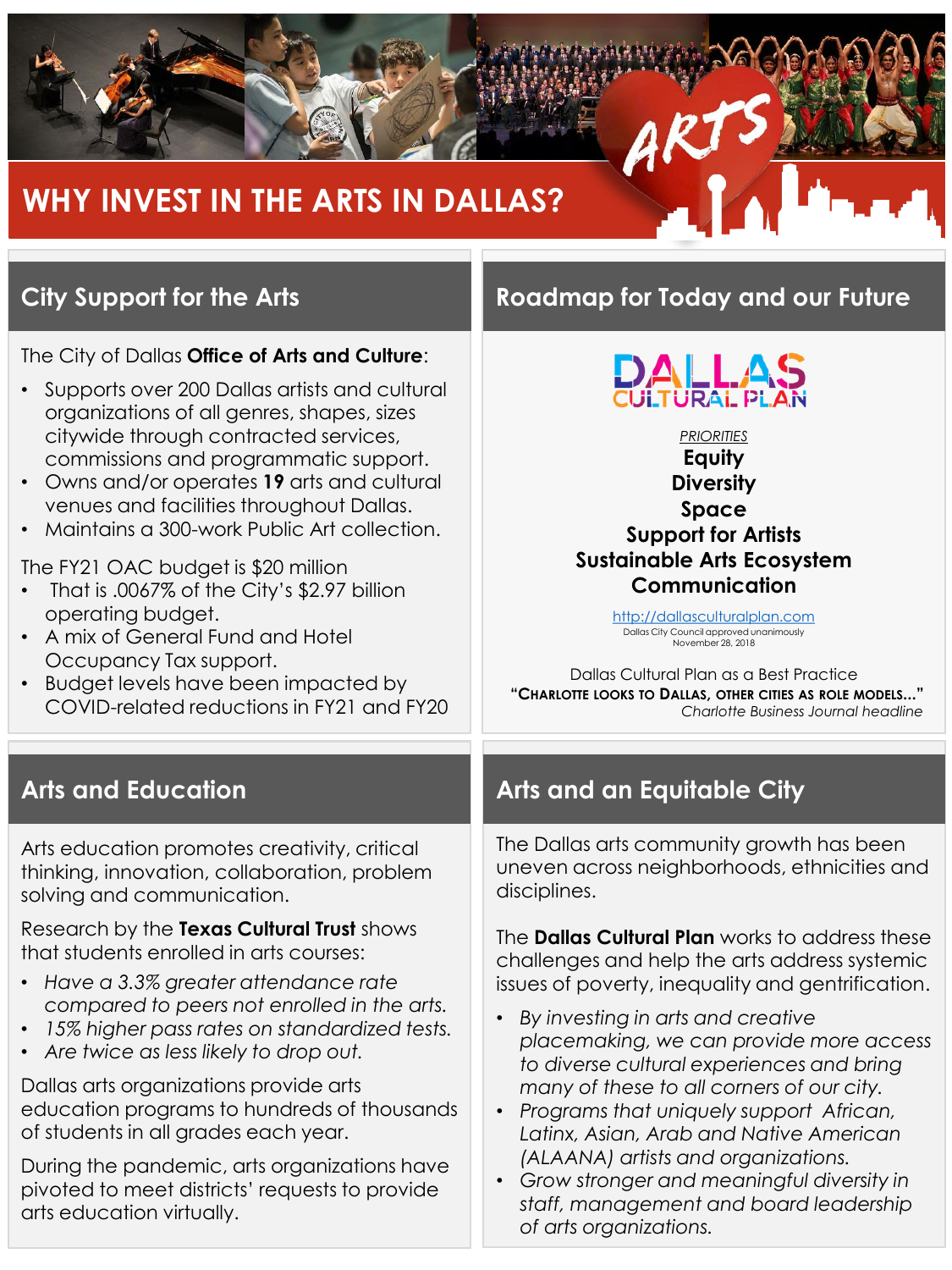# WHY INVEST IN THE ARTS IN DALLAS?

## City Support for the Arts

The City of Dallas **Office of Arts and Culture**:

- Supports over 200 Dallas artists and cultural organizations of all genres, shapes, sizes citywide through contracted services, commissions and programmatic support.
- Owns and/or operates **19** arts and cultural venues and facilities throughout Dallas.
- Maintains a 300-work Public Art collection.

The FY21 OAC budget is $20 million

- That is .0067% of the City's $2.97 billion operating budget.
- A mix of General Fund and Hotel Occupancy Tax support.
- Budget levels have been impacted by COVID-related reductions in FY21 and FY20

## Roadmap for Today and our Future

DALLAS CULTURAL PLAN

*PRIORITIES*

**Equity**
**Diversity**
**Space**
**Support for Artists**
**Sustainable Arts Ecosystem**
**Communication**

http://dallasculturalplan.com
Dallas City Council approved unanimously November 28, 2018

Dallas Cultural Plan as a Best Practice
**"Charlotte looks to Dallas, other cities as role models..."**
*Charlotte Business Journal headline*

## Arts and Education

Arts education promotes creativity, critical thinking, innovation, collaboration, problem solving and communication.

Research by the **Texas Cultural Trust** shows that students enrolled in arts courses:

- *Have a 3.3% greater attendance rate compared to peers not enrolled in the arts.*
- *15% higher pass rates on standardized tests.*
- *Are twice as less likely to drop out.*

Dallas arts organizations provide arts education programs to hundreds of thousands of students in all grades each year.

During the pandemic, arts organizations have pivoted to meet districts' requests to provide arts education virtually.

## Arts and an Equitable City

The Dallas arts community growth has been uneven across neighborhoods, ethnicities and disciplines.

The **Dallas Cultural Plan** works to address these challenges and help the arts address systemic issues of poverty, inequality and gentrification.

- *By investing in arts and creative placemaking, we can provide more access to diverse cultural experiences and bring many of these to all corners of our city.*
- *Programs that uniquely support African, Latinx, Asian, Arab and Native American (ALAANA) artists and organizations.*
- *Grow stronger and meaningful diversity in staff, management and board leadership of arts organizations.*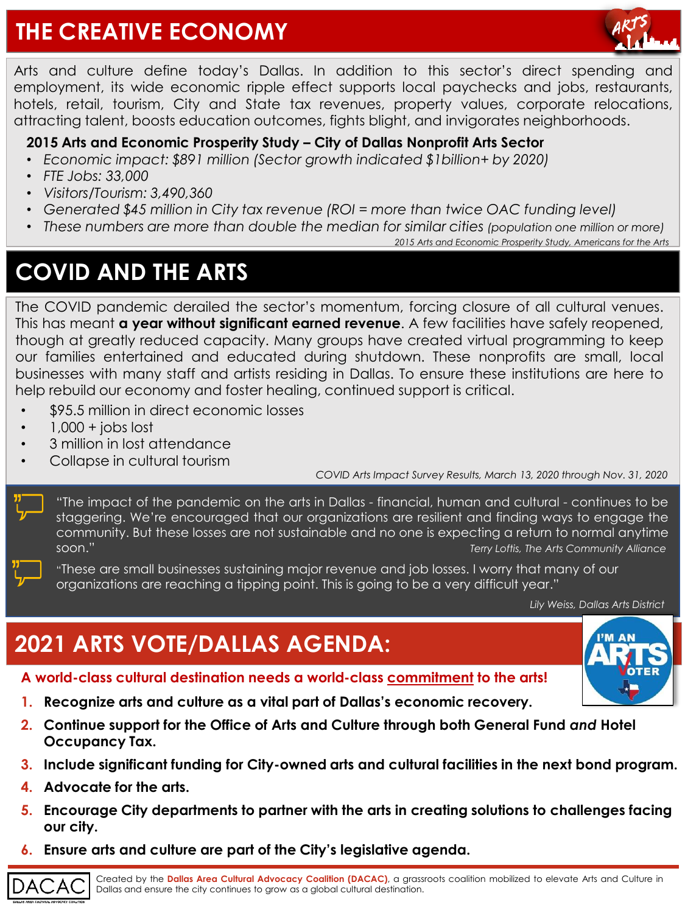# THE CREATIVE ECONOMY

Arts and culture define today's Dallas. In addition to this sector's direct spending and employment, its wide economic ripple effect supports local paychecks and jobs, restaurants, hotels, retail, tourism, City and State tax revenues, property values, corporate relocations, attracting talent, boosts education outcomes, fights blight, and invigorates neighborhoods.

**2015 Arts and Economic Prosperity Study – City of Dallas Nonprofit Arts Sector**

- *Economic impact: $891 million (Sector growth indicated $1billion+ by 2020)*
- *FTE Jobs: 33,000*
- *Visitors/Tourism: 3,490,360*
- *Generated $45 million in City tax revenue (ROI = more than twice OAC funding level)*
- *These numbers are more than double the median for similar cities* (population one million or more)

*2015 Arts and Economic Prosperity Study, Americans for the Arts*

# COVID AND THE ARTS

The COVID pandemic derailed the sector's momentum, forcing closure of all cultural venues. This has meant **a year without significant earned revenue**. A few facilities have safely reopened, though at greatly reduced capacity. Many groups have created virtual programming to keep our families entertained and educated during shutdown. These nonprofits are small, local businesses with many staff and artists residing in Dallas. To ensure these institutions are here to help rebuild our economy and foster healing, continued support is critical.

- $95.5 million in direct economic losses
- 1,000 + jobs lost
- 3 million in lost attendance
- Collapse in cultural tourism

*COVID Arts Impact Survey Results, March 13, 2020 through Nov. 31, 2020*

"The impact of the pandemic on the arts in Dallas - financial, human and cultural - continues to be staggering. We're encouraged that our organizations are resilient and finding ways to engage the community. But these losses are not sustainable and no one is expecting a return to normal anytime soon."

*Terry Loftis, The Arts Community Alliance*

"These are small businesses sustaining major revenue and job losses. I worry that many of our organizations are reaching a tipping point. This is going to be a very difficult year."

*Lily Weiss, Dallas Arts District*

# 2021 ARTS VOTE/DALLAS AGENDA:

I'M AN ARTS VOTER

**A world-class cultural destination needs a world-class commitment to the arts!**

1. **Recognize arts and culture as a vital part of Dallas's economic recovery.**
2. **Continue support for the Office of Arts and Culture through both General Fund *and* Hotel Occupancy Tax.**
3. **Include significant funding for City-owned arts and cultural facilities in the next bond program.**
4. **Advocate for the arts.**
5. **Encourage City departments to partner with the arts in creating solutions to challenges facing our city.**
6. **Ensure arts and culture are part of the City's legislative agenda.**

DACAC

Created by the **Dallas Area Cultural Advocacy Coalition (DACAC)**, a grassroots coalition mobilized to elevate Arts and Culture in Dallas and ensure the city continues to grow as a global cultural destination.